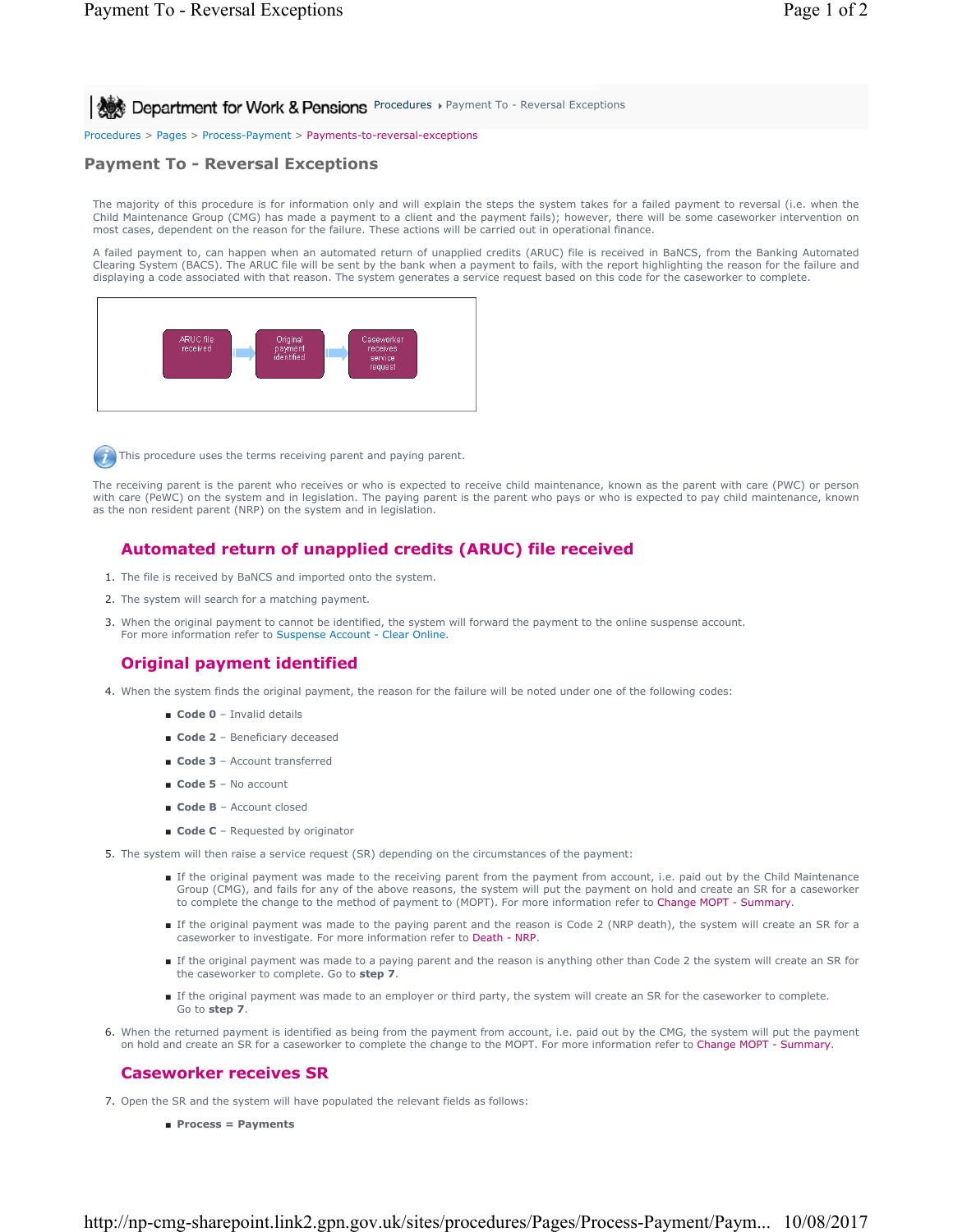Procedures > Payment To - Reversal Exceptions

Procedures > Pages > Process-Payment > Payments-to-reversal-exceptions

# Payment To - Reversal Exceptions

The majority of this procedure is for information only and will explain the steps the system takes for a failed payment to reversal (i.e. when the Child Maintenance Group (CMG) has made a payment to a client and the payment fails); however, there will be some caseworker intervention on most cases, dependent on the reason for the failure. These actions will be carried out in operational finance.

A failed payment to, can happen when an automated return of unapplied credits (ARUC) file is received in BaNCS, from the Banking Automated Clearing System (BACS). The ARUC file will be sent by the bank when a payment to fails, with the report highlighting the reason for the failure and displaying a code associated with that reason. The system generates a service request based on this code for the caseworker to complete.

ARUC file received → Original payment identified → Caseworker receives service request

This procedure uses the terms receiving parent and paying parent.

The receiving parent is the parent who receives or who is expected to receive child maintenance, known as the parent with care (PWC) or person with care (PeWC) on the system and in legislation. The paying parent is the parent who pays or who is expected to pay child maintenance, known as the non resident parent (NRP) on the system and in legislation.

## Automated return of unapplied credits (ARUC) file received

1. The file is received by BaNCS and imported onto the system.
2. The system will search for a matching payment.
3. When the original payment to cannot be identified, the system will forward the payment to the online suspense account. For more information refer to Suspense Account - Clear Online.

## Original payment identified

4. When the system finds the original payment, the reason for the failure will be noted under one of the following codes:
   - **Code 0** – Invalid details
   - **Code 2** – Beneficiary deceased
   - **Code 3** – Account transferred
   - **Code 5** – No account
   - **Code B** – Account closed
   - **Code C** – Requested by originator
5. The system will then raise a service request (SR) depending on the circumstances of the payment:
   - If the original payment was made to the receiving parent from the payment from account, i.e. paid out by the Child Maintenance Group (CMG), and fails for any of the above reasons, the system will put the payment on hold and create an SR for a caseworker to complete the change to the method of payment to (MOPT). For more information refer to Change MOPT - Summary.
   - If the original payment was made to the paying parent and the reason is Code 2 (NRP death), the system will create an SR for a caseworker to investigate. For more information refer to Death - NRP.
   - If the original payment was made to a paying parent and the reason is anything other than Code 2 the system will create an SR for the caseworker to complete. Go to **step 7**.
   - If the original payment was made to an employer or third party, the system will create an SR for the caseworker to complete. Go to **step 7**.
6. When the returned payment is identified as being from the payment from account, i.e. paid out by the CMG, the system will put the payment on hold and create an SR for a caseworker to complete the change to the MOPT. For more information refer to Change MOPT - Summary.

## Caseworker receives SR

7. Open the SR and the system will have populated the relevant fields as follows:
   - **Process = Payments**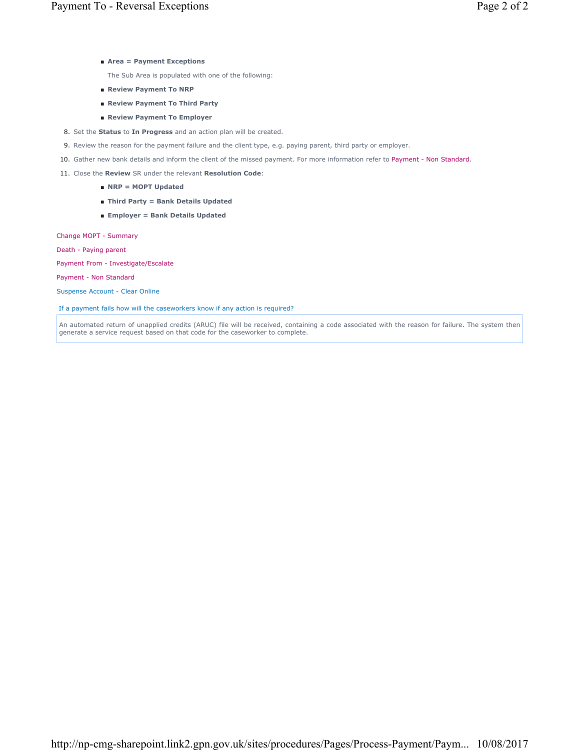- **Area = Payment Exceptions**

  The Sub Area is populated with one of the following:

- **Review Payment To NRP**
- **Review Payment To Third Party**
- **Review Payment To Employer**

8. Set the **Status** to **In Progress** and an action plan will be created.
9. Review the reason for the payment failure and the client type, e.g. paying parent, third party or employer.
10. Gather new bank details and inform the client of the missed payment. For more information refer to Payment - Non Standard.
11. Close the **Review** SR under the relevant **Resolution Code**:
    - **NRP = MOPT Updated**
    - **Third Party = Bank Details Updated**
    - **Employer = Bank Details Updated**

Change MOPT - Summary

Death - Paying parent

Payment From - Investigate/Escalate

Payment - Non Standard

Suspense Account - Clear Online

If a payment fails how will the caseworkers know if any action is required?

An automated return of unapplied credits (ARUC) file will be received, containing a code associated with the reason for failure. The system then generate a service request based on that code for the caseworker to complete.